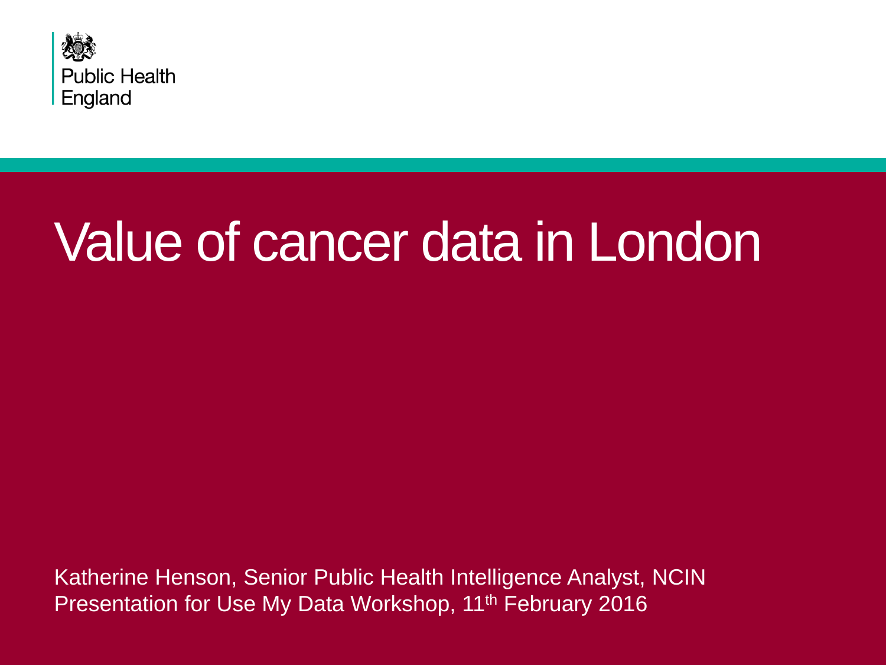Public Health England

# Value of cancer data in London

Katherine Henson, Senior Public Health Intelligence Analyst, NCIN
Presentation for Use My Data Workshop, 11th February 2016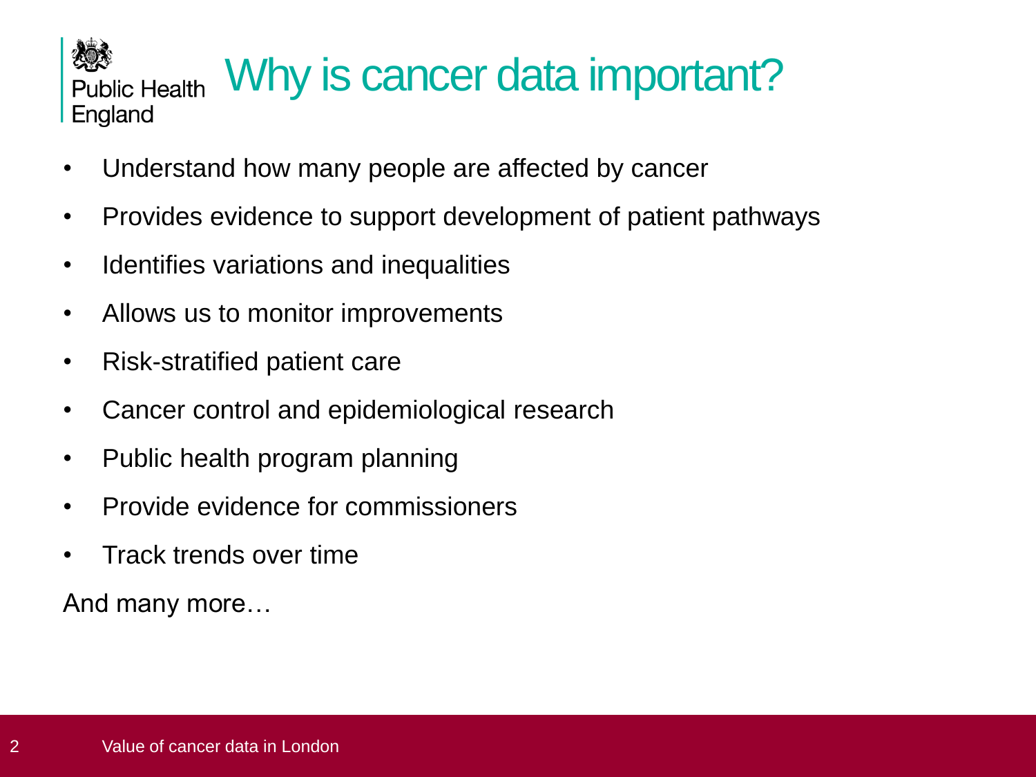# Why is cancer data important?

- Understand how many people are affected by cancer
- Provides evidence to support development of patient pathways
- Identifies variations and inequalities
- Allows us to monitor improvements
- Risk-stratified patient care
- Cancer control and epidemiological research
- Public health program planning
- Provide evidence for commissioners
- Track trends over time

And many more…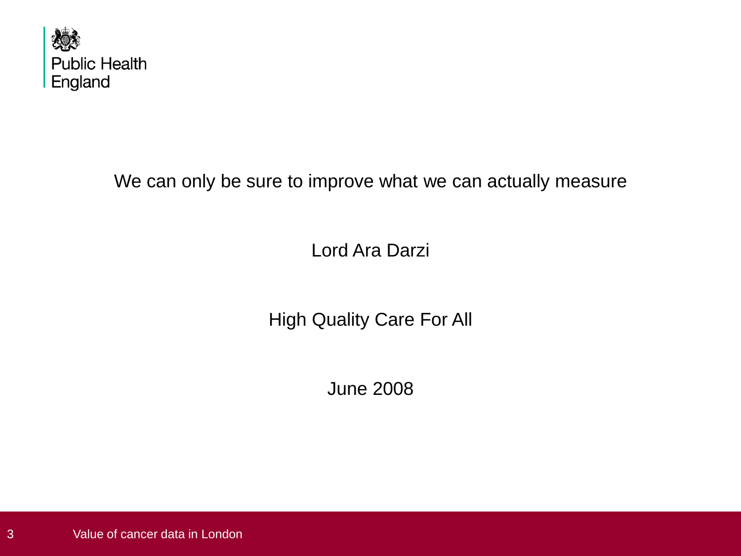We can only be sure to improve what we can actually measure

Lord Ara Darzi

High Quality Care For All

June 2008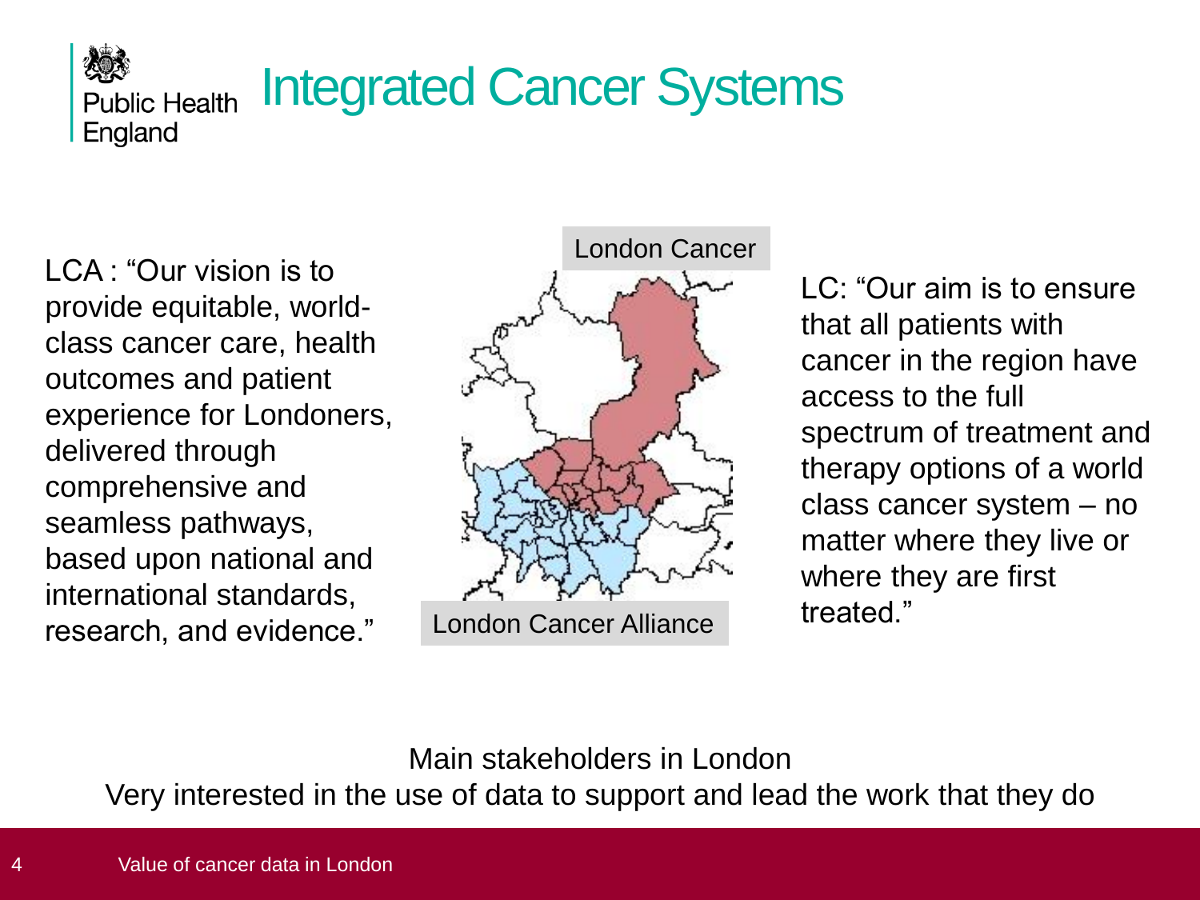# Integrated Cancer Systems

LCA : "Our vision is to provide equitable, world-class cancer care, health outcomes and patient experience for Londoners, delivered through comprehensive and seamless pathways, based upon national and international standards, research, and evidence."

London Cancer

London Cancer Alliance

LC: "Our aim is to ensure that all patients with cancer in the region have access to the full spectrum of treatment and therapy options of a world class cancer system – no matter where they live or where they are first treated."

Main stakeholders in London

Very interested in the use of data to support and lead the work that they do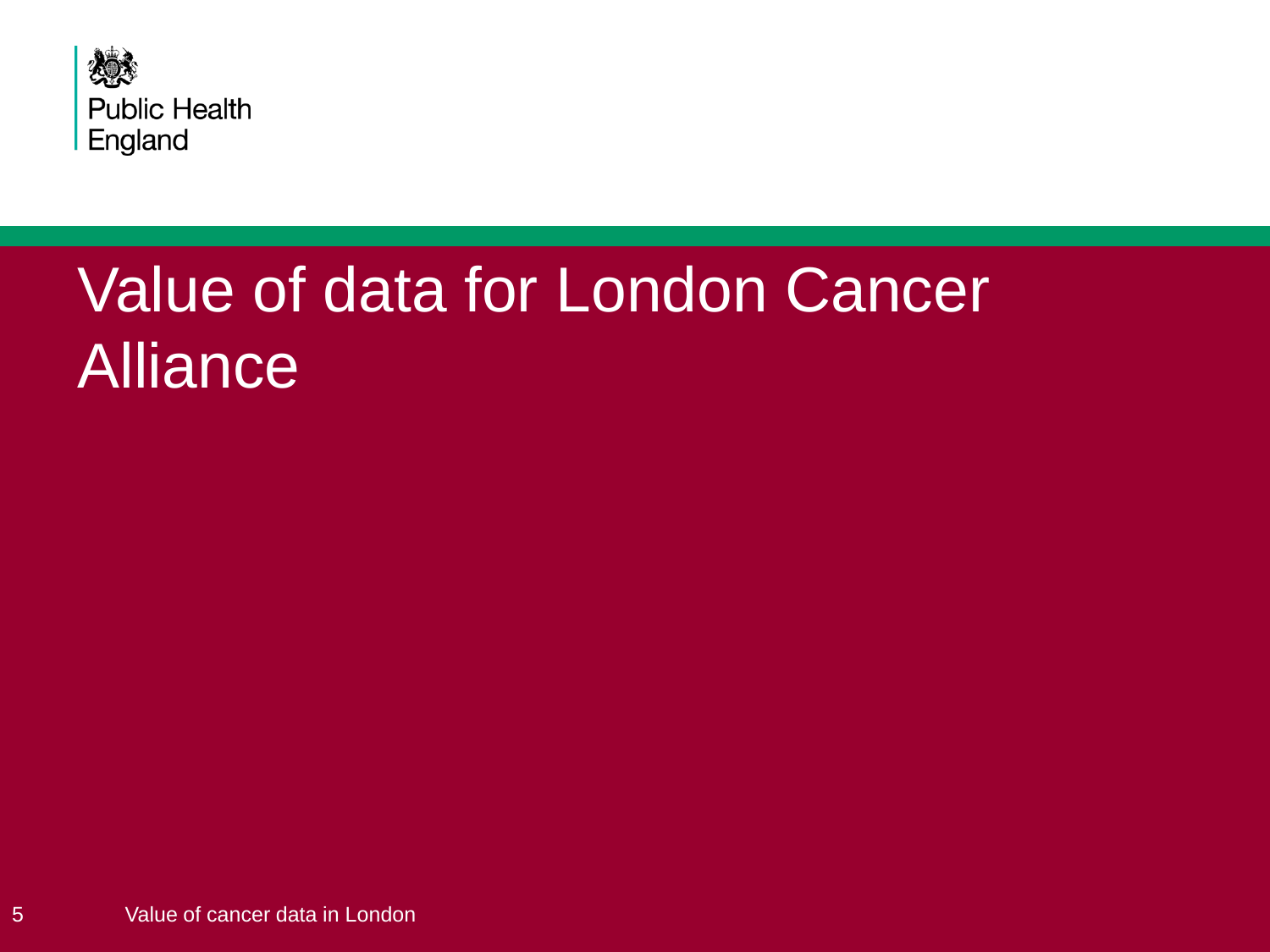# Value of data for London Cancer Alliance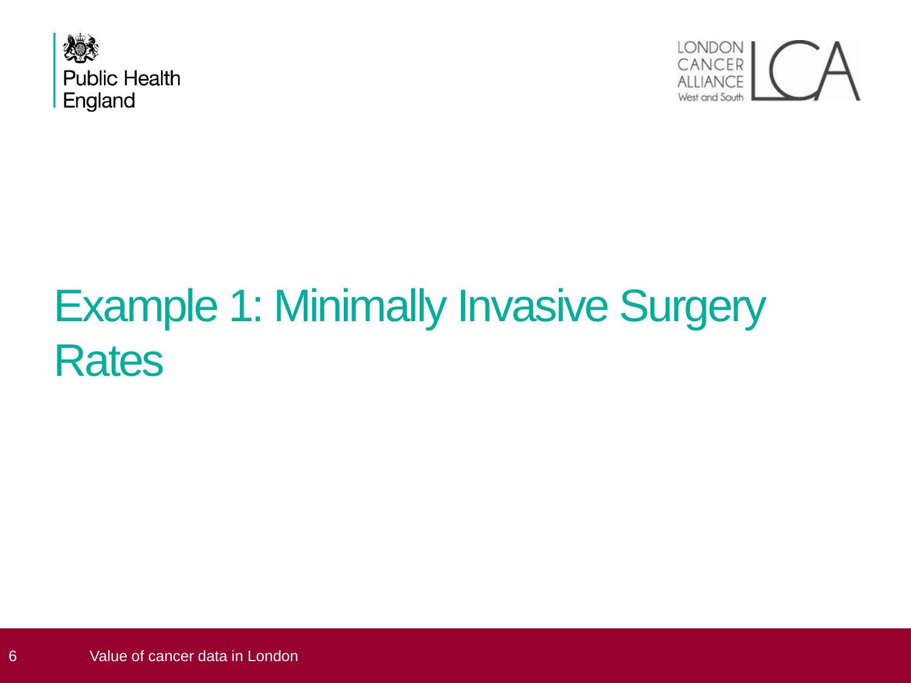# Example 1: Minimally Invasive Surgery Rates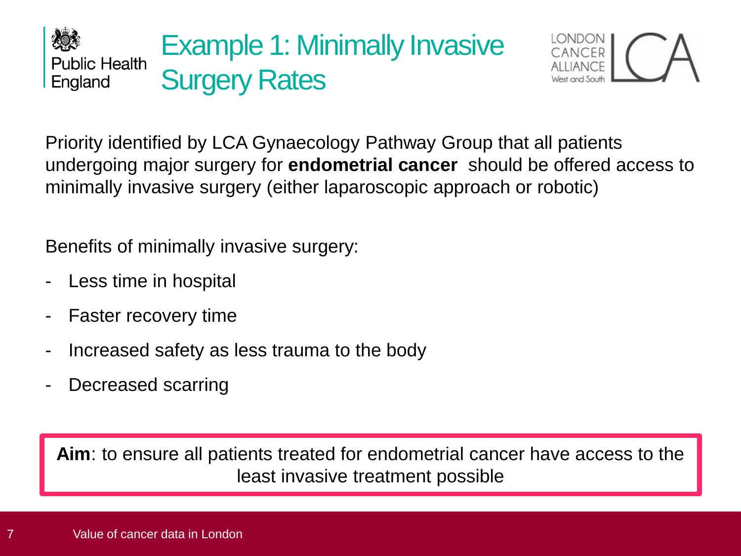# Example 1: Minimally Invasive Surgery Rates

Priority identified by LCA Gynaecology Pathway Group that all patients undergoing major surgery for **endometrial cancer** should be offered access to minimally invasive surgery (either laparoscopic approach or robotic)

Benefits of minimally invasive surgery:

- Less time in hospital
- Faster recovery time
- Increased safety as less trauma to the body
- Decreased scarring

**Aim**: to ensure all patients treated for endometrial cancer have access to the least invasive treatment possible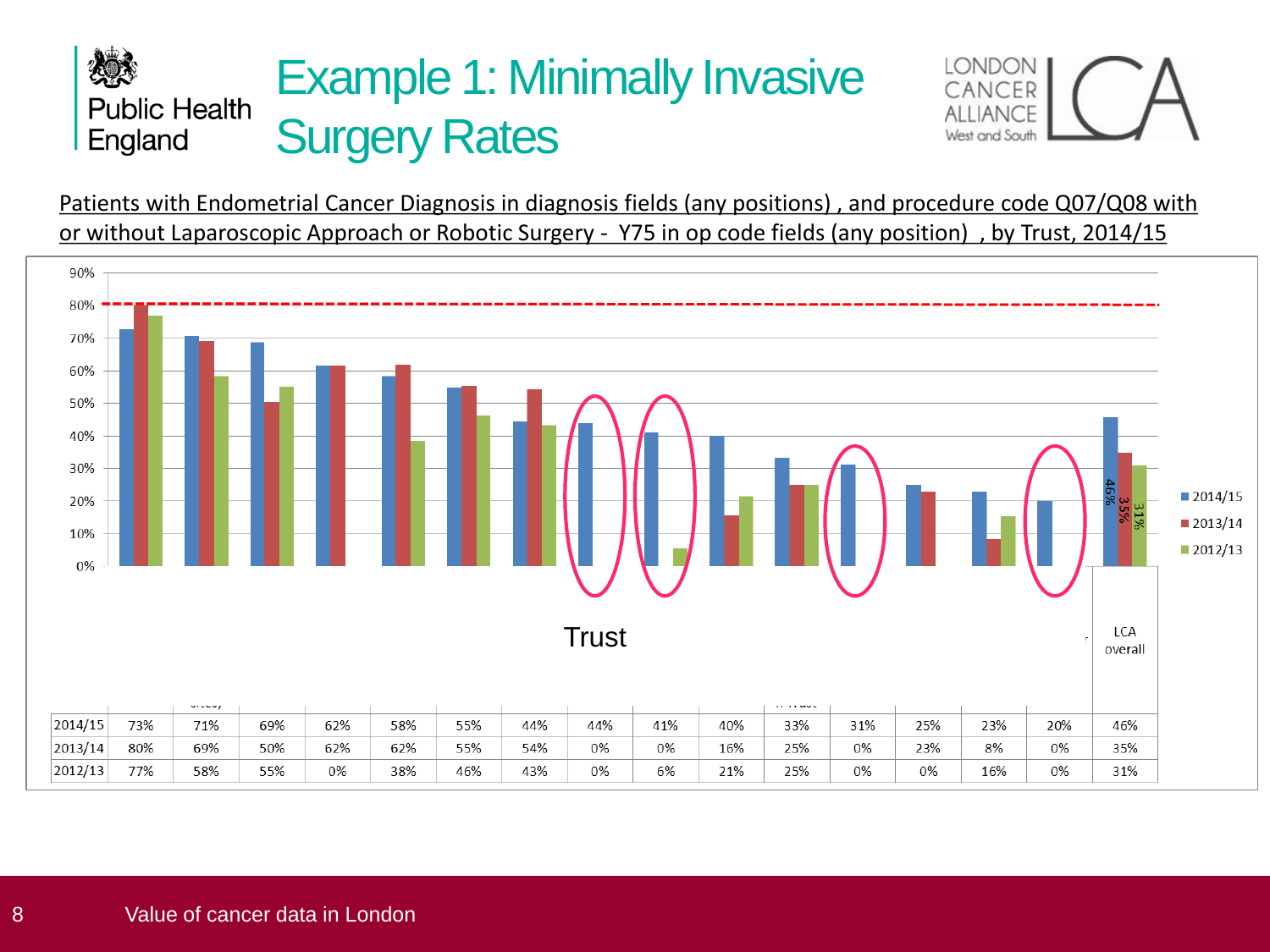# Example 1: Minimally Invasive Surgery Rates

Patients with Endometrial Cancer Diagnosis in diagnosis fields (any positions) , and procedure code Q07/Q08 with or without Laparoscopic Approach or Robotic Surgery - Y75 in op code fields (any position) , by Trust, 2014/15

| | | | | | | | | | | | | | | | LCA overall |
|---|---|---|---|---|---|---|---|---|---|---|---|---|---|---|---|
| 2014/15 | 73% | 71% | 69% | 62% | 58% | 55% | 44% | 44% | 41% | 40% | 33% | 31% | 25% | 23% | 20% | 46% |
| 2013/14 | 80% | 69% | 50% | 62% | 62% | 55% | 54% | 0% | 0% | 16% | 25% | 0% | 23% | 8% | 0% | 35% |
| 2012/13 | 77% | 58% | 55% | 0% | 38% | 46% | 43% | 0% | 6% | 21% | 25% | 0% | 0% | 16% | 0% | 31% |

Trust

Value of cancer data in London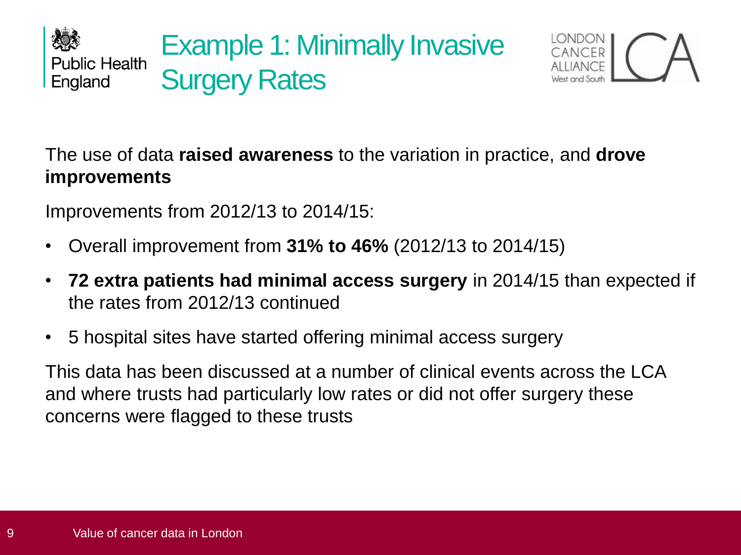# Example 1: Minimally Invasive Surgery Rates

The use of data **raised awareness** to the variation in practice, and **drove improvements**

Improvements from 2012/13 to 2014/15:

- Overall improvement from **31% to 46%** (2012/13 to 2014/15)
- **72 extra patients had minimal access surgery** in 2014/15 than expected if the rates from 2012/13 continued
- 5 hospital sites have started offering minimal access surgery

This data has been discussed at a number of clinical events across the LCA and where trusts had particularly low rates or did not offer surgery these concerns were flagged to these trusts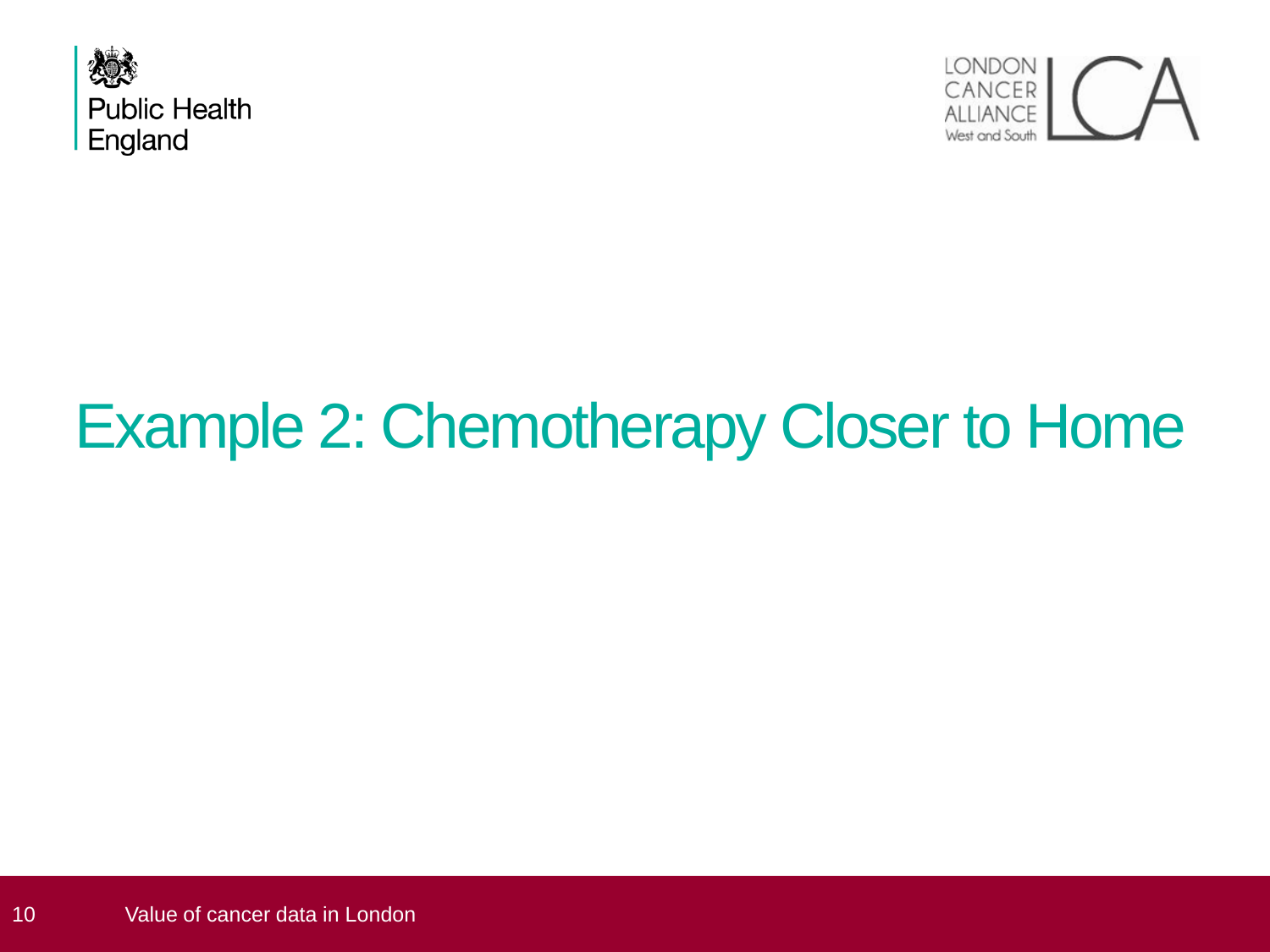# Example 2: Chemotherapy Closer to Home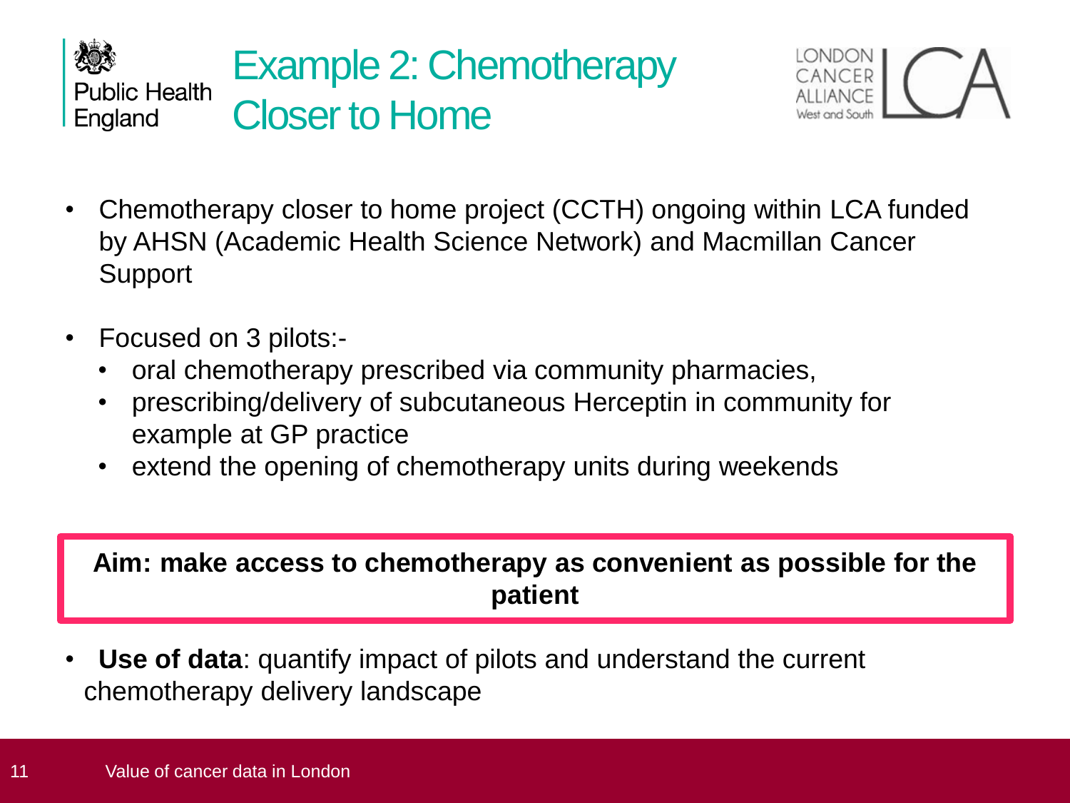# Example 2: Chemotherapy Closer to Home

- Chemotherapy closer to home project (CCTH) ongoing within LCA funded by AHSN (Academic Health Science Network) and Macmillan Cancer Support

- Focused on 3 pilots:-
  - oral chemotherapy prescribed via community pharmacies,
  - prescribing/delivery of subcutaneous Herceptin in community for example at GP practice
  - extend the opening of chemotherapy units during weekends

**Aim: make access to chemotherapy as convenient as possible for the patient**

- **Use of data**: quantify impact of pilots and understand the current chemotherapy delivery landscape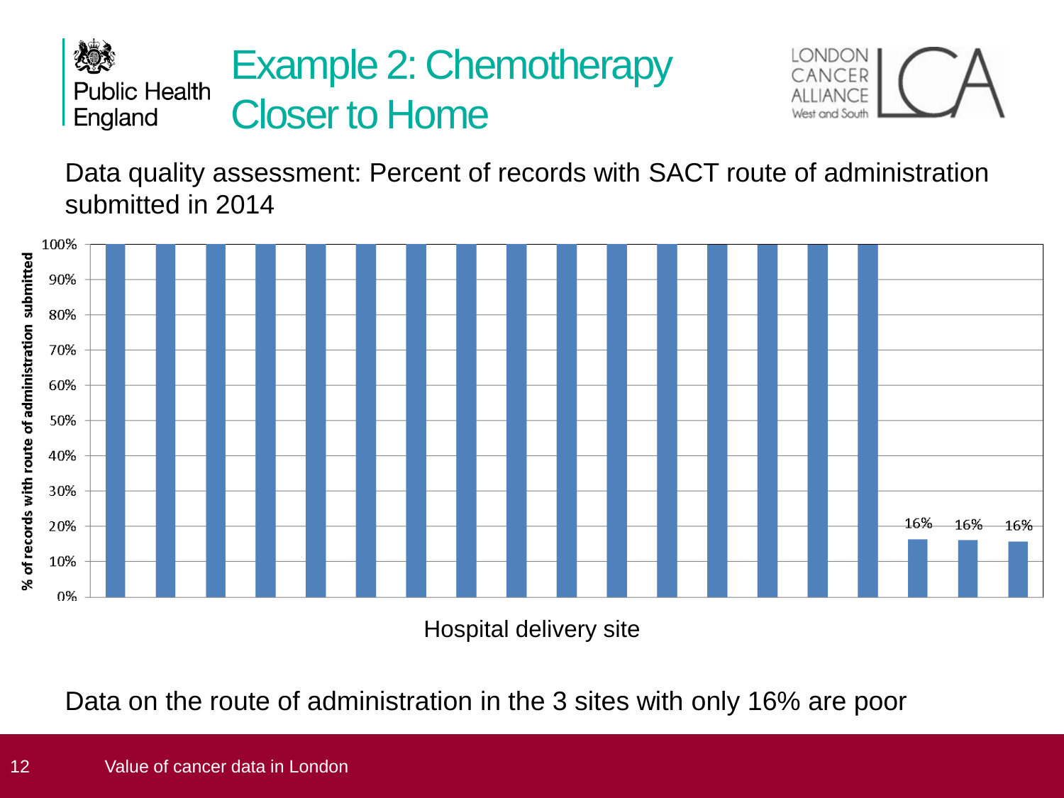# Example 2: Chemotherapy Closer to Home

Data quality assessment: Percent of records with SACT route of administration submitted in 2014

% of records with route of administration submitted

100%
90%
80%
70%
60%
50%
40%
30%
20%
10%
0%

16% 16% 16%

Hospital delivery site

Data on the route of administration in the 3 sites with only 16% are poor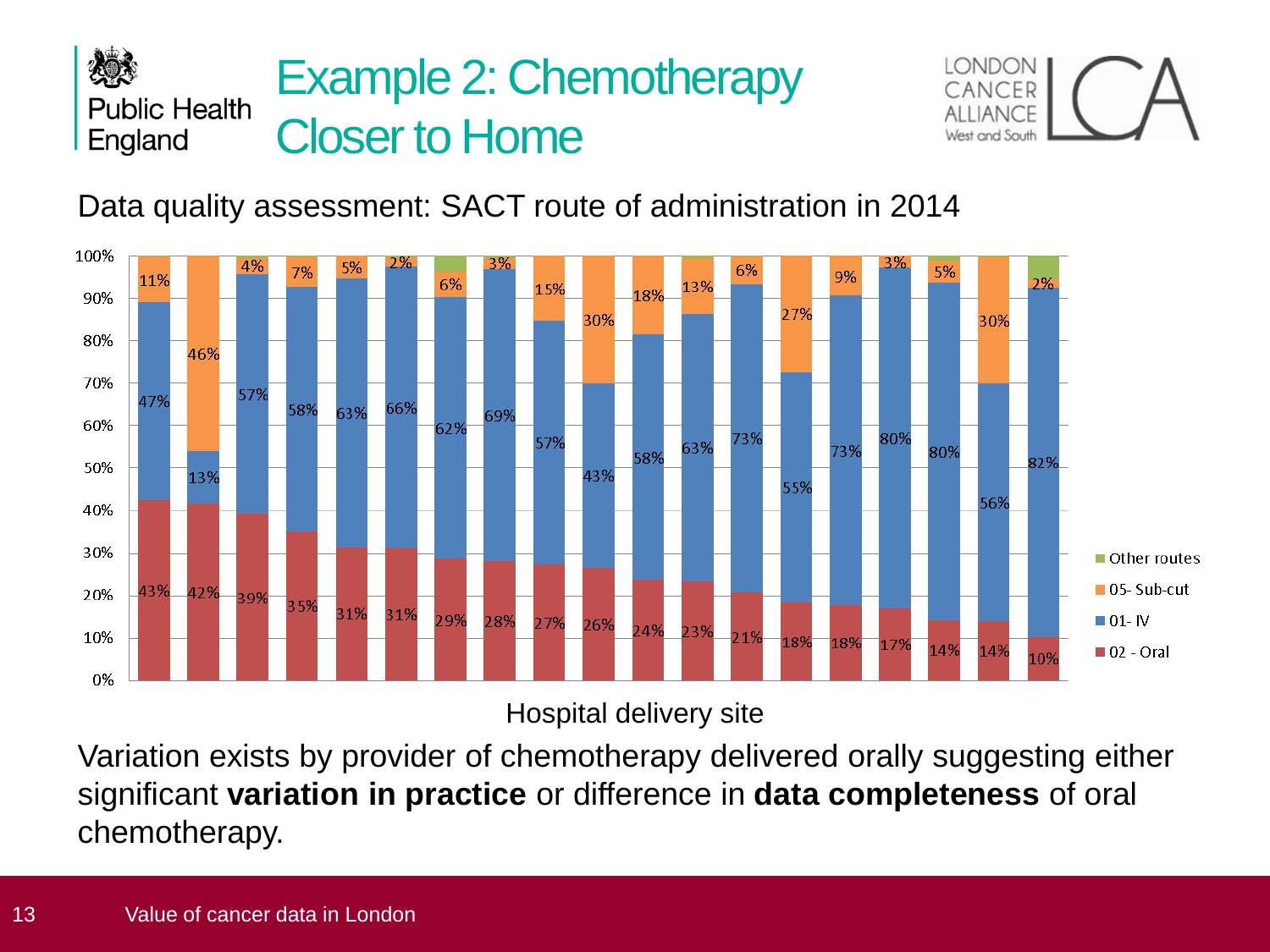# Example 2: Chemotherapy Closer to Home

Data quality assessment: SACT route of administration in 2014

| Hospital delivery site | 1 | 2 | 3 | 4 | 5 | 6 | 7 | 8 | 9 | 10 | 11 | 12 | 13 | 14 | 15 | 16 | 17 | 18 | 19 |
|---|---|---|---|---|---|---|---|---|---|---|---|---|---|---|---|---|---|---|---|
| 02 - Oral | 43% | 42% | 39% | 35% | 31% | 31% | 29% | 28% | 27% | 26% | 24% | 23% | 21% | 18% | 18% | 17% | 14% | 14% | 10% |
| 01- IV | 47% | 13% | 57% | 58% | 63% | 66% | 62% | 69% | 57% | 43% | 58% | 63% | 73% | 55% | 73% | 80% | 80% | 56% | 82% |
| 05- Sub-cut | 11% | 46% | 4% | 7% | 5% | 2% | 6% | 3% | 15% | 30% | 18% | 13% | 6% | 27% | 9% | 3% | 5% | 30% | 2% |

Hospital delivery site

Variation exists by provider of chemotherapy delivered orally suggesting either significant **variation in practice** or difference in **data completeness** of oral chemotherapy.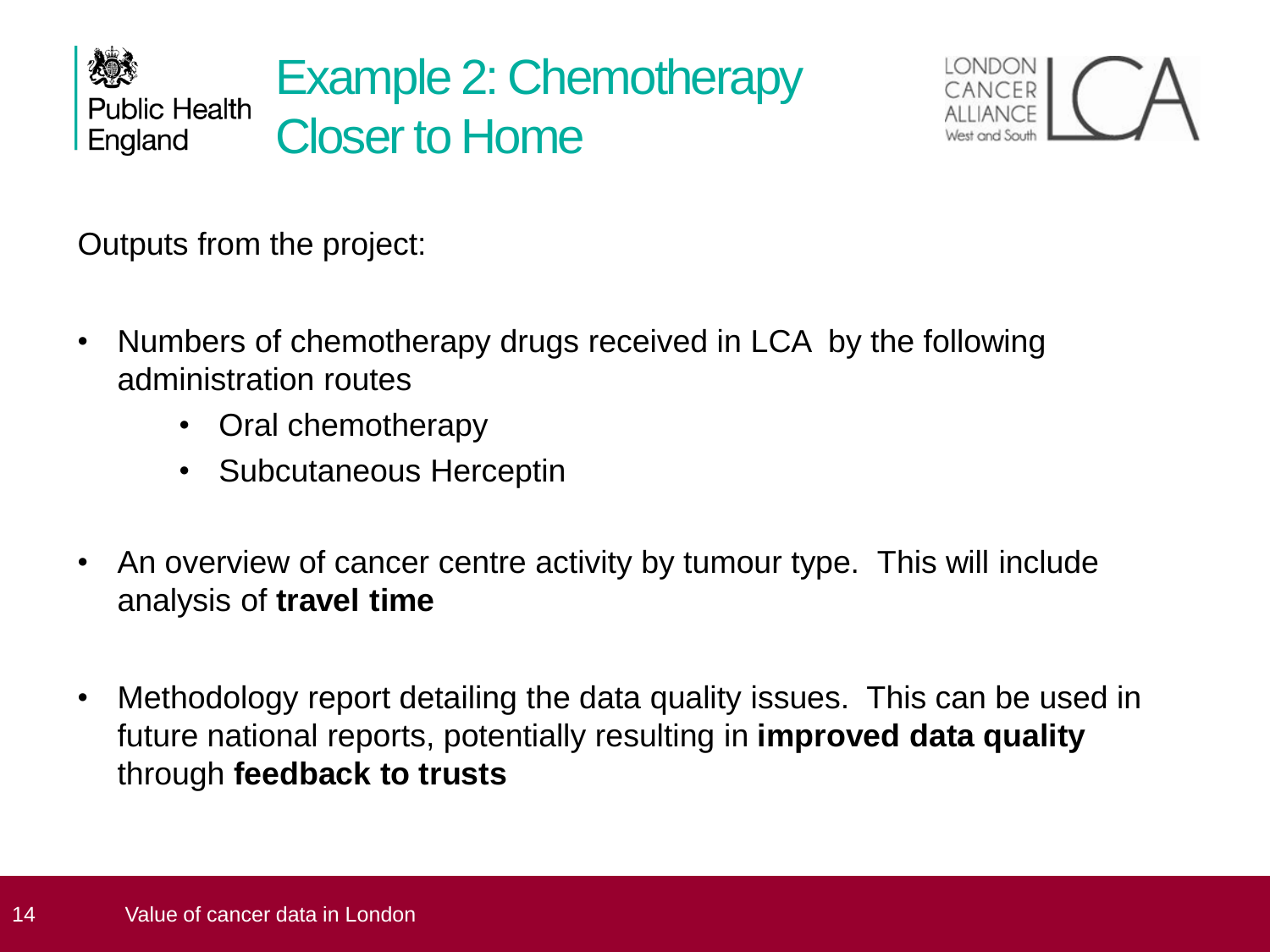# Example 2: Chemotherapy Closer to Home

Outputs from the project:

- Numbers of chemotherapy drugs received in LCA by the following administration routes
    - Oral chemotherapy
    - Subcutaneous Herceptin
- An overview of cancer centre activity by tumour type. This will include analysis of **travel time**
- Methodology report detailing the data quality issues. This can be used in future national reports, potentially resulting in **improved data quality** through **feedback to trusts**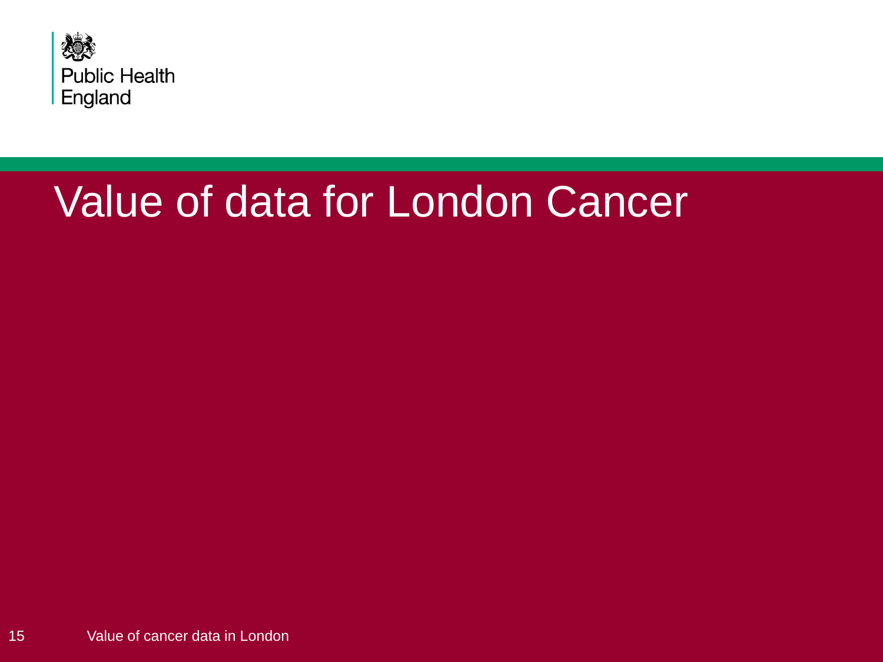# Value of data for London Cancer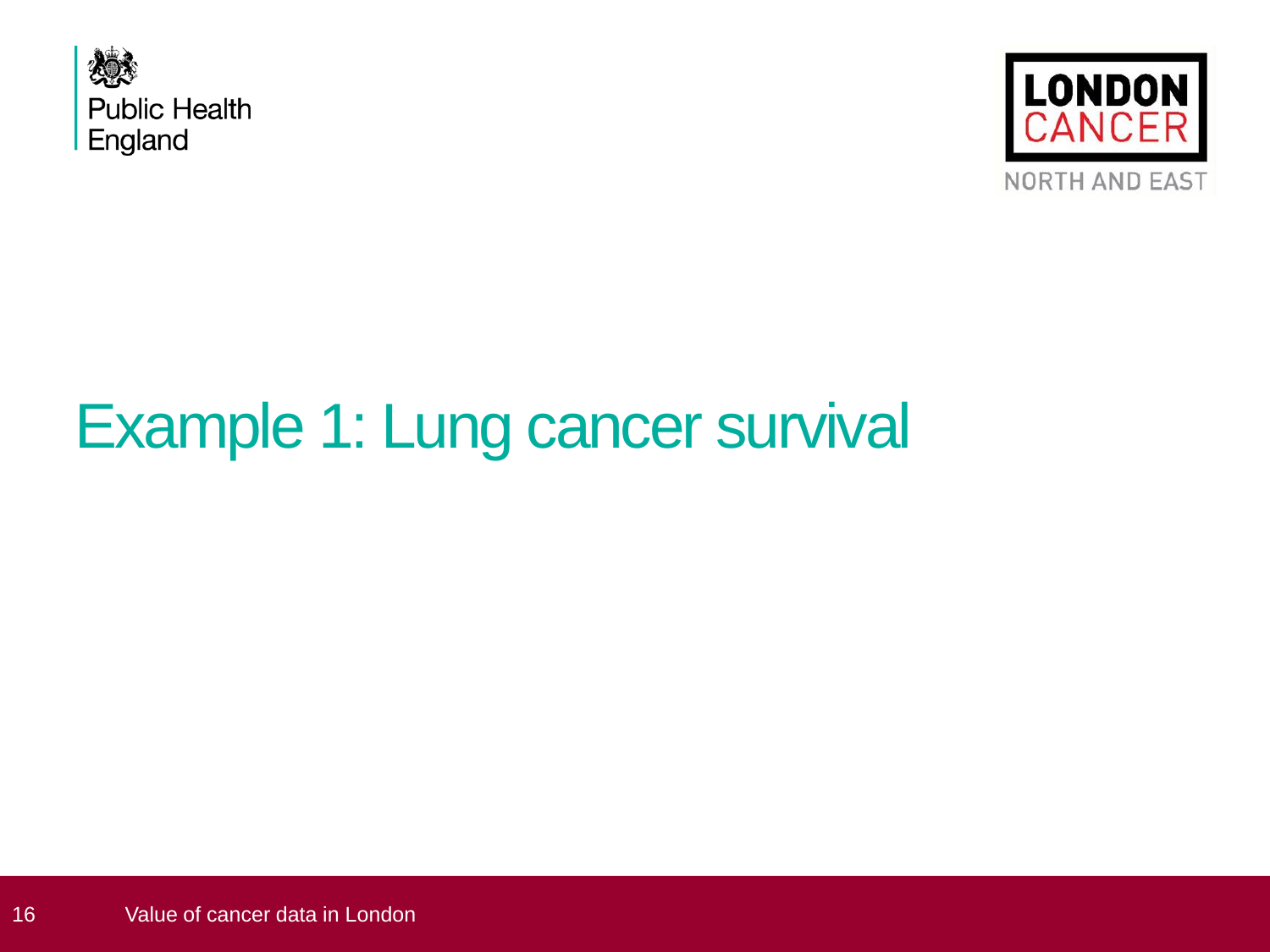# Example 1: Lung cancer survival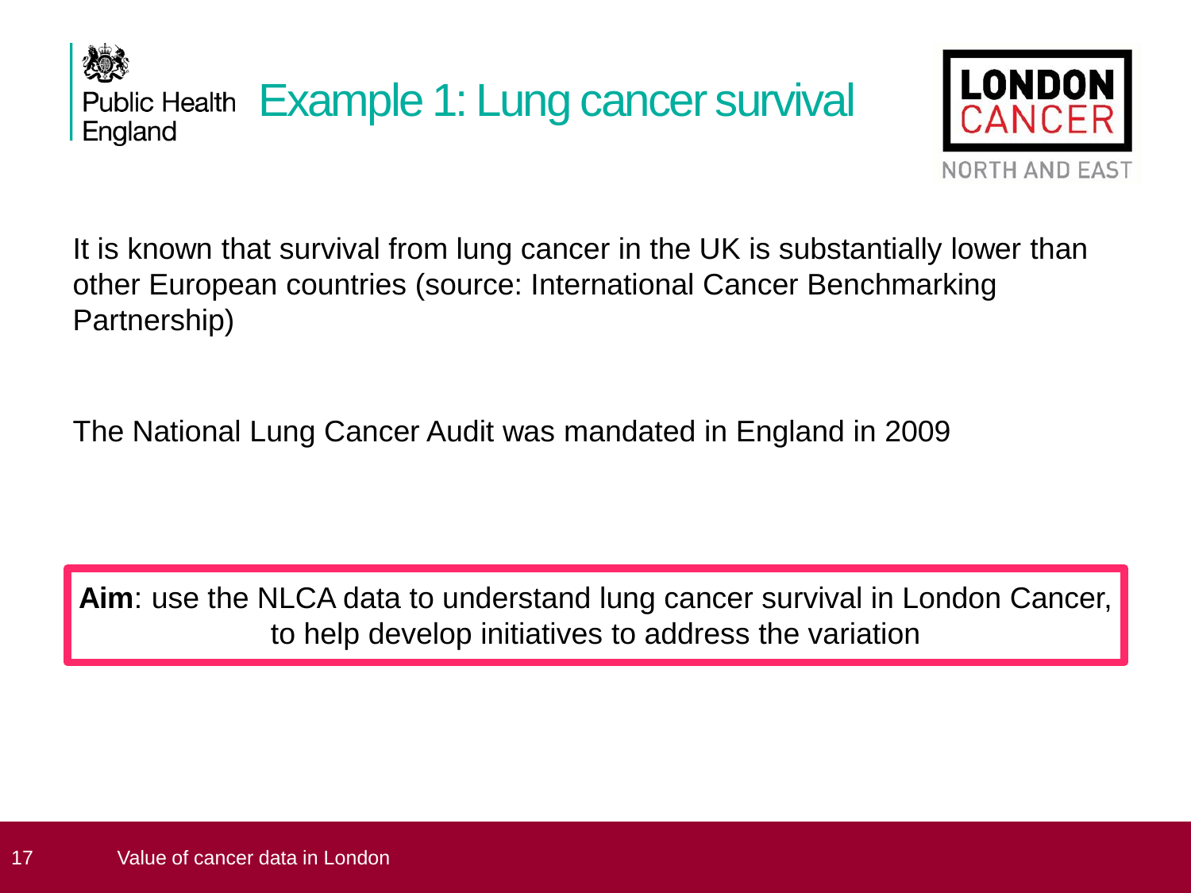# Example 1: Lung cancer survival

It is known that survival from lung cancer in the UK is substantially lower than other European countries (source: International Cancer Benchmarking Partnership)

The National Lung Cancer Audit was mandated in England in 2009

**Aim**: use the NLCA data to understand lung cancer survival in London Cancer, to help develop initiatives to address the variation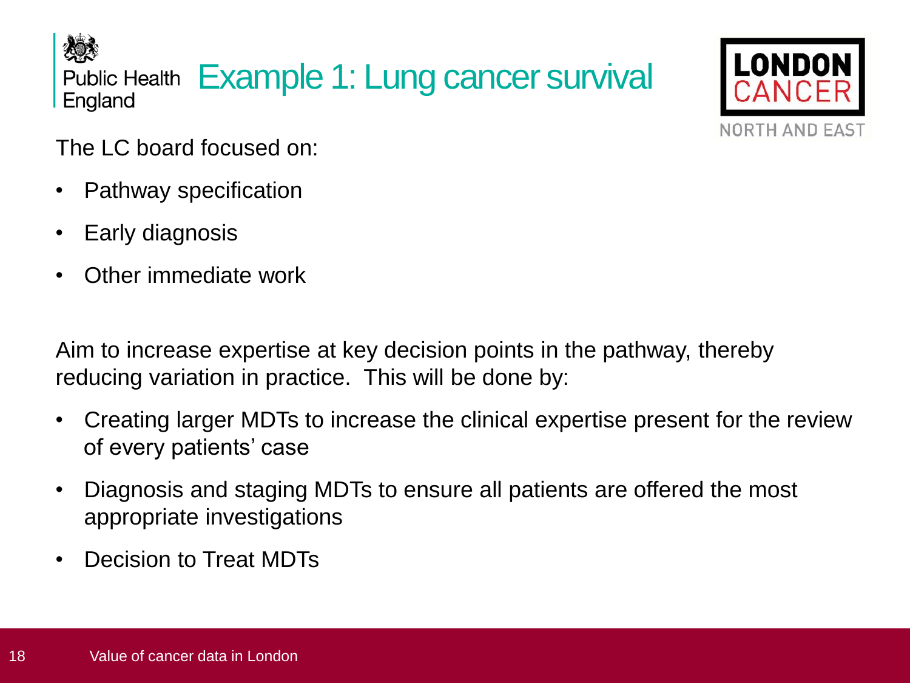# Example 1: Lung cancer survival

The LC board focused on:

- Pathway specification
- Early diagnosis
- Other immediate work

Aim to increase expertise at key decision points in the pathway, thereby reducing variation in practice.  This will be done by:

- Creating larger MDTs to increase the clinical expertise present for the review of every patients' case
- Diagnosis and staging MDTs to ensure all patients are offered the most appropriate investigations
- Decision to Treat MDTs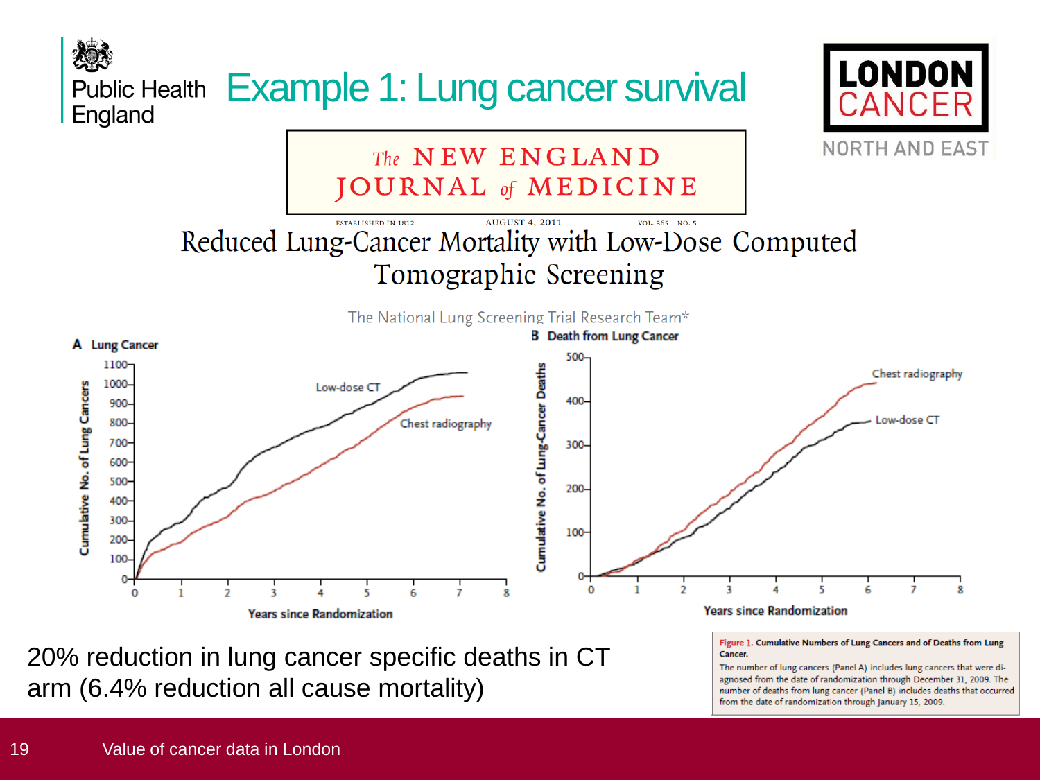# Example 1: Lung cancer survival

The NEW ENGLAND JOURNAL of MEDICINE

ESTABLISHED IN 1812 AUGUST 4, 2011 VOL. 365 NO. 5

## Reduced Lung-Cancer Mortality with Low-Dose Computed Tomographic Screening

The National Lung Screening Trial Research Team*

**A Lung Cancer**

**B Death from Lung Cancer**

**Figure 1. Cumulative Numbers of Lung Cancers and of Deaths from Lung Cancer.**

The number of lung cancers (Panel A) includes lung cancers that were diagnosed from the date of randomization through December 31, 2009. The number of deaths from lung cancer (Panel B) includes deaths that occurred from the date of randomization through January 15, 2009.

20% reduction in lung cancer specific deaths in CT arm (6.4% reduction all cause mortality)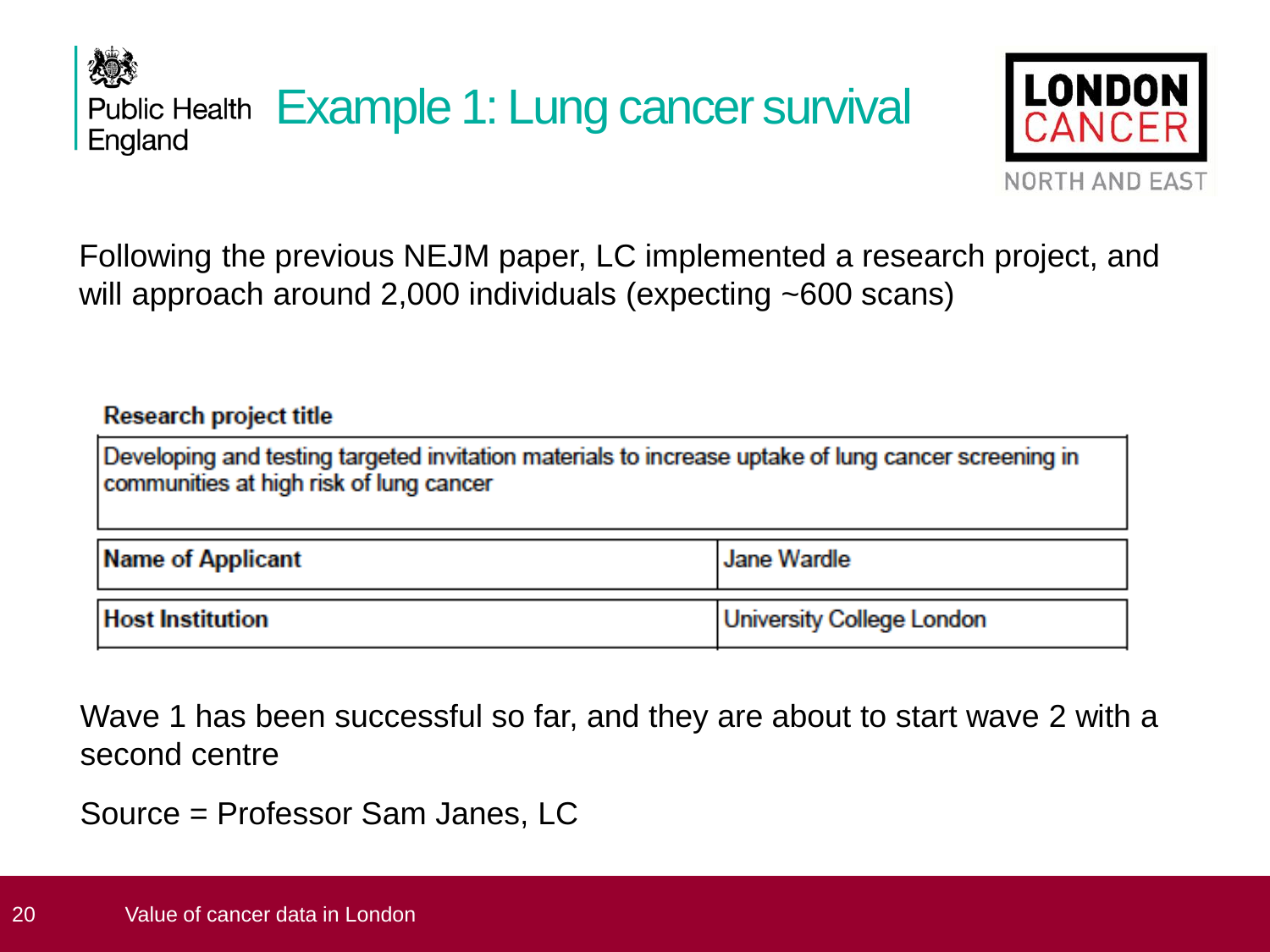# Example 1: Lung cancer survival

Following the previous NEJM paper, LC implemented a research project, and will approach around 2,000 individuals (expecting ~600 scans)

**Research project title**

| Developing and testing targeted invitation materials to increase uptake of lung cancer screening in communities at high risk of lung cancer | |
|---|---|
| **Name of Applicant** | Jane Wardle |
| **Host Institution** | University College London |

Wave 1 has been successful so far, and they are about to start wave 2 with a second centre

Source = Professor Sam Janes, LC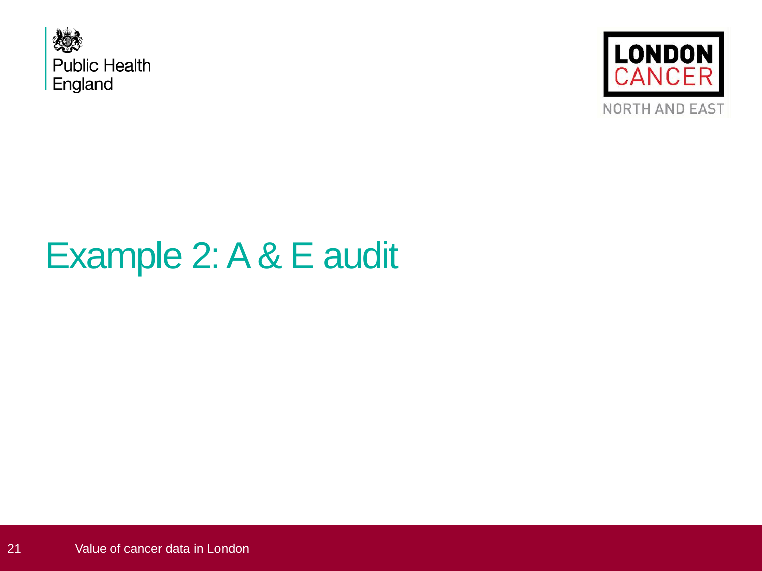# Example 2: A & E audit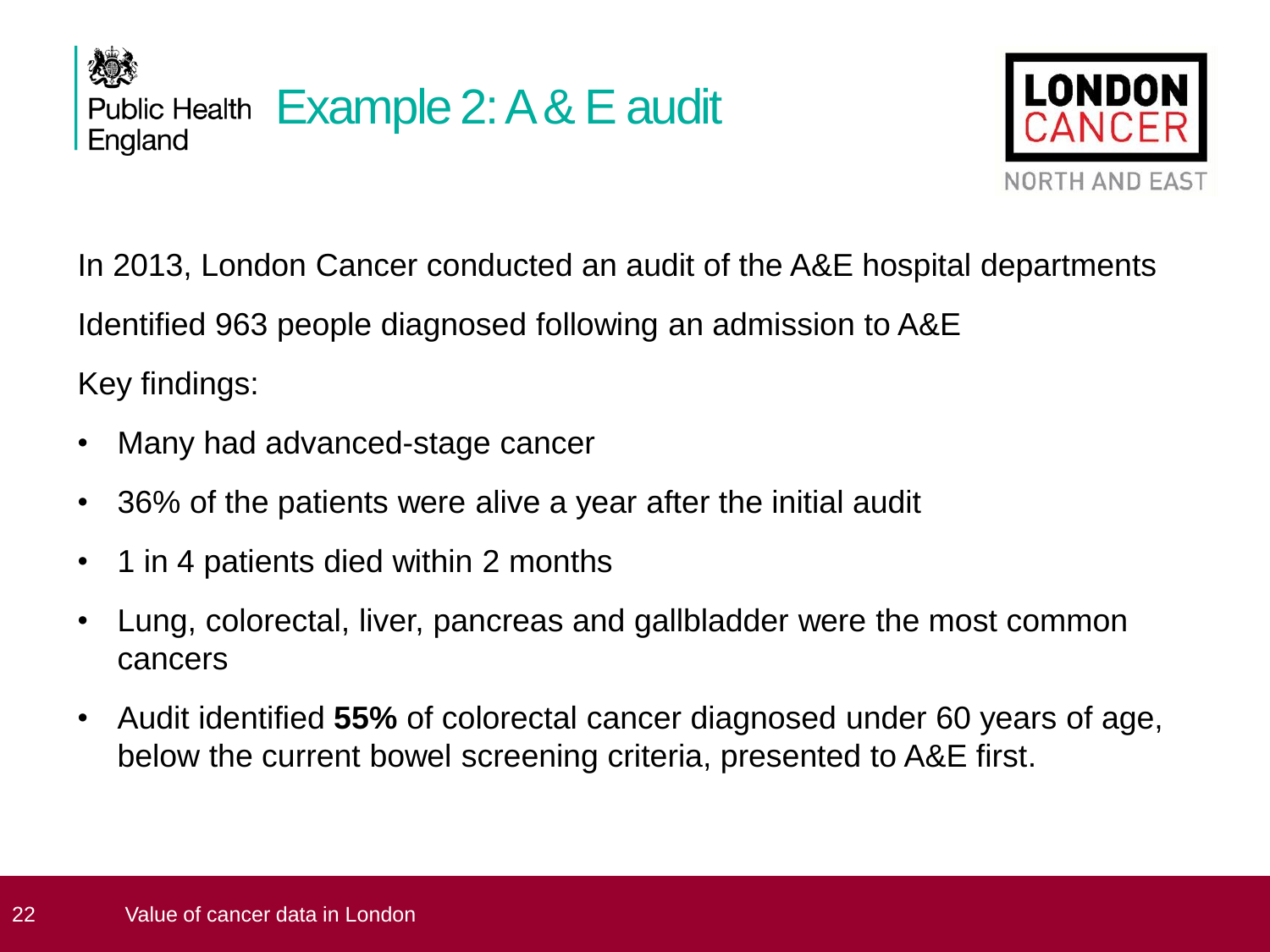# Example 2: A & E audit

In 2013, London Cancer conducted an audit of the A&E hospital departments

Identified 963 people diagnosed following an admission to A&E

Key findings:

- Many had advanced-stage cancer
- 36% of the patients were alive a year after the initial audit
- 1 in 4 patients died within 2 months
- Lung, colorectal, liver, pancreas and gallbladder were the most common cancers
- Audit identified **55%** of colorectal cancer diagnosed under 60 years of age, below the current bowel screening criteria, presented to A&E first.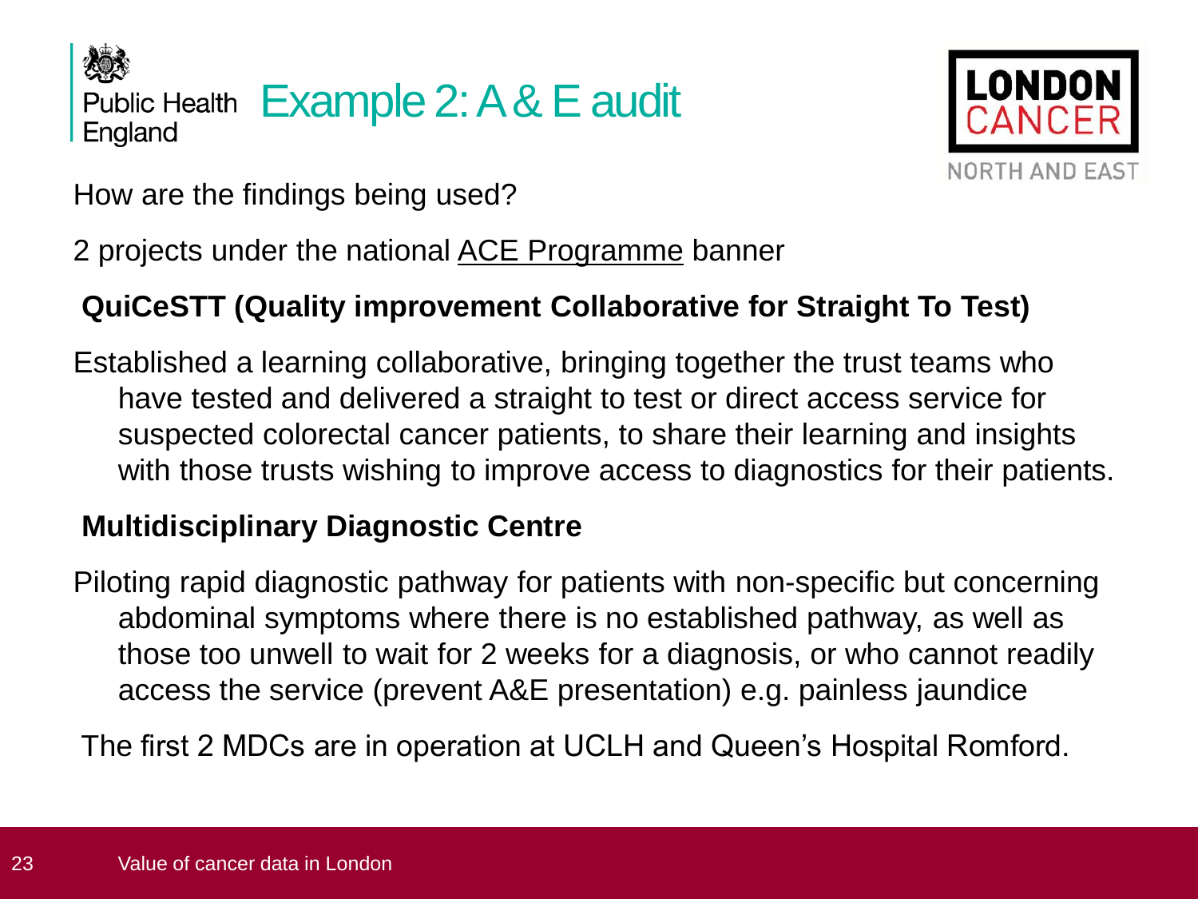# Example 2: A & E audit

How are the findings being used?

2 projects under the national ACE Programme banner

**QuiCeSTT (Quality improvement Collaborative for Straight To Test)**

Established a learning collaborative, bringing together the trust teams who have tested and delivered a straight to test or direct access service for suspected colorectal cancer patients, to share their learning and insights with those trusts wishing to improve access to diagnostics for their patients.

**Multidisciplinary Diagnostic Centre**

Piloting rapid diagnostic pathway for patients with non-specific but concerning abdominal symptoms where there is no established pathway, as well as those too unwell to wait for 2 weeks for a diagnosis, or who cannot readily access the service (prevent A&E presentation) e.g. painless jaundice

The first 2 MDCs are in operation at UCLH and Queen's Hospital Romford.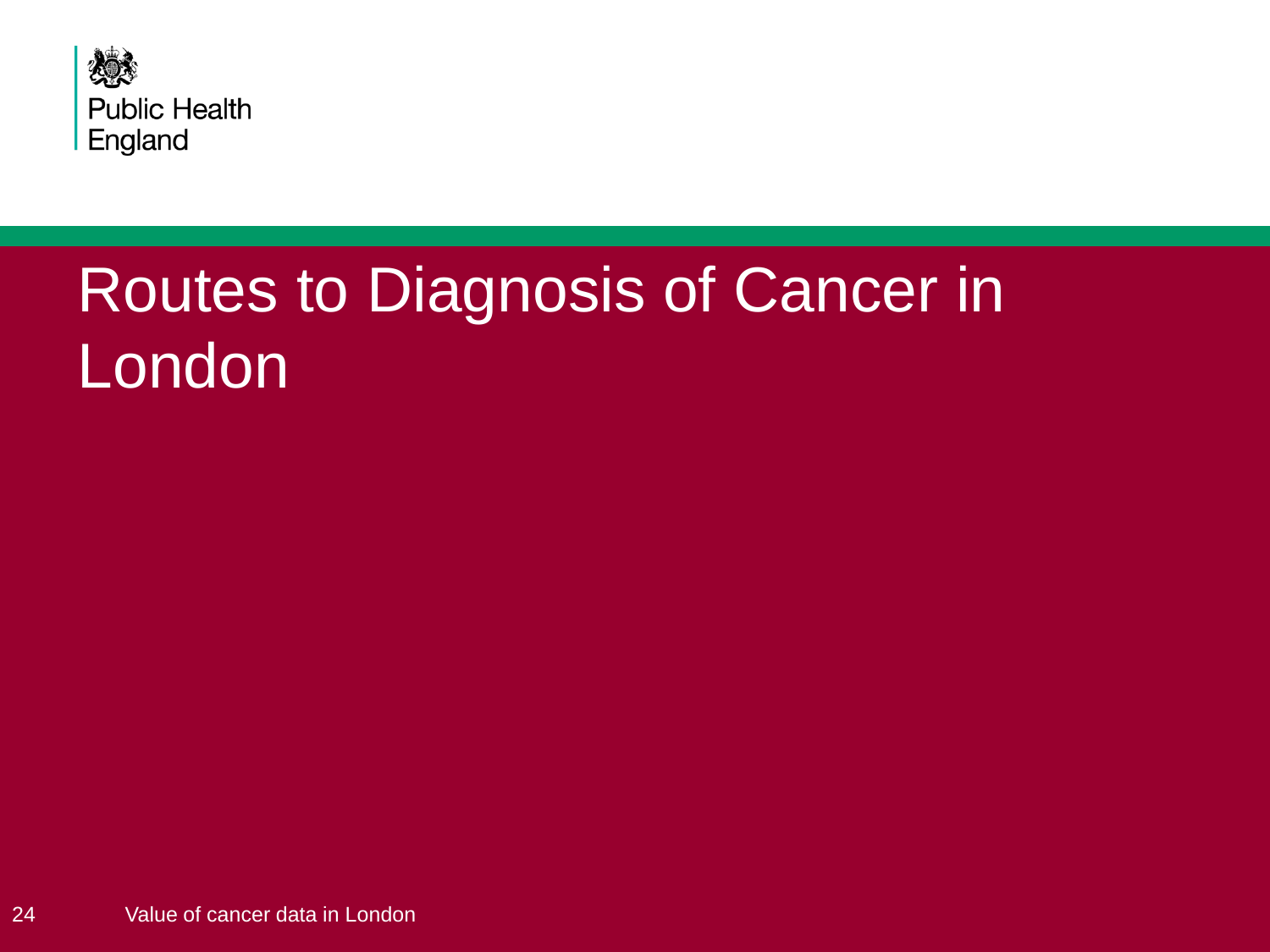Public Health England

# Routes to Diagnosis of Cancer in London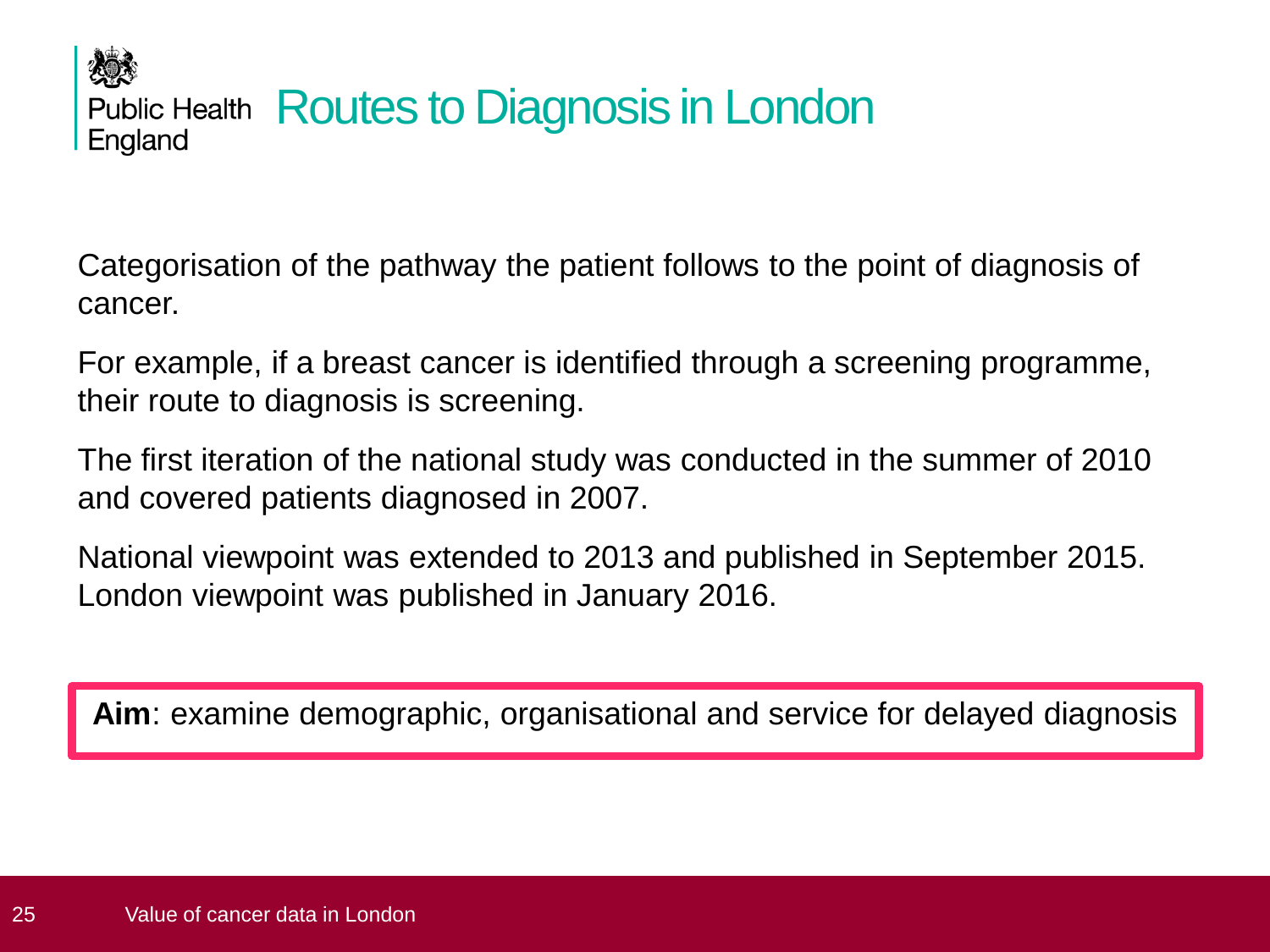Public Health England

# Routes to Diagnosis in London

Categorisation of the pathway the patient follows to the point of diagnosis of cancer.

For example, if a breast cancer is identified through a screening programme, their route to diagnosis is screening.

The first iteration of the national study was conducted in the summer of 2010 and covered patients diagnosed in 2007.

National viewpoint was extended to 2013 and published in September 2015. London viewpoint was published in January 2016.

**Aim**: examine demographic, organisational and service for delayed diagnosis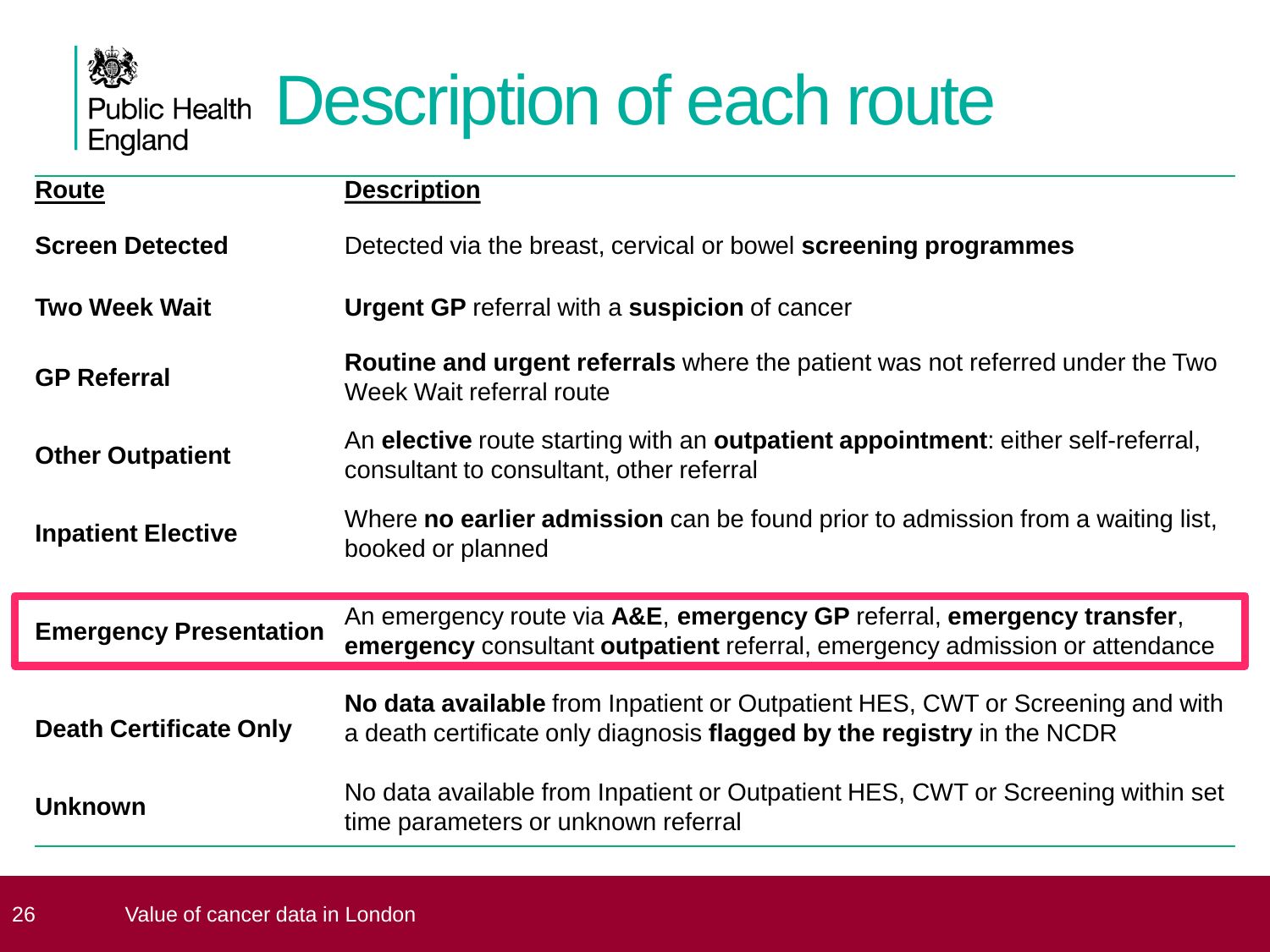# Description of each route

| Route | Description |
|---|---|
| **Screen Detected** | Detected via the breast, cervical or bowel **screening programmes** |
| **Two Week Wait** | **Urgent GP** referral with a **suspicion** of cancer |
| **GP Referral** | **Routine and urgent referrals** where the patient was not referred under the Two Week Wait referral route |
| **Other Outpatient** | An **elective** route starting with an **outpatient appointment**: either self-referral, consultant to consultant, other referral |
| **Inpatient Elective** | Where **no earlier admission** can be found prior to admission from a waiting list, booked or planned |
| **Emergency Presentation** | An emergency route via **A&E**, **emergency GP** referral, **emergency transfer**, **emergency** consultant **outpatient** referral, emergency admission or attendance |
| **Death Certificate Only** | **No data available** from Inpatient or Outpatient HES, CWT or Screening and with a death certificate only diagnosis **flagged by the registry** in the NCDR |
| **Unknown** | No data available from Inpatient or Outpatient HES, CWT or Screening within set time parameters or unknown referral |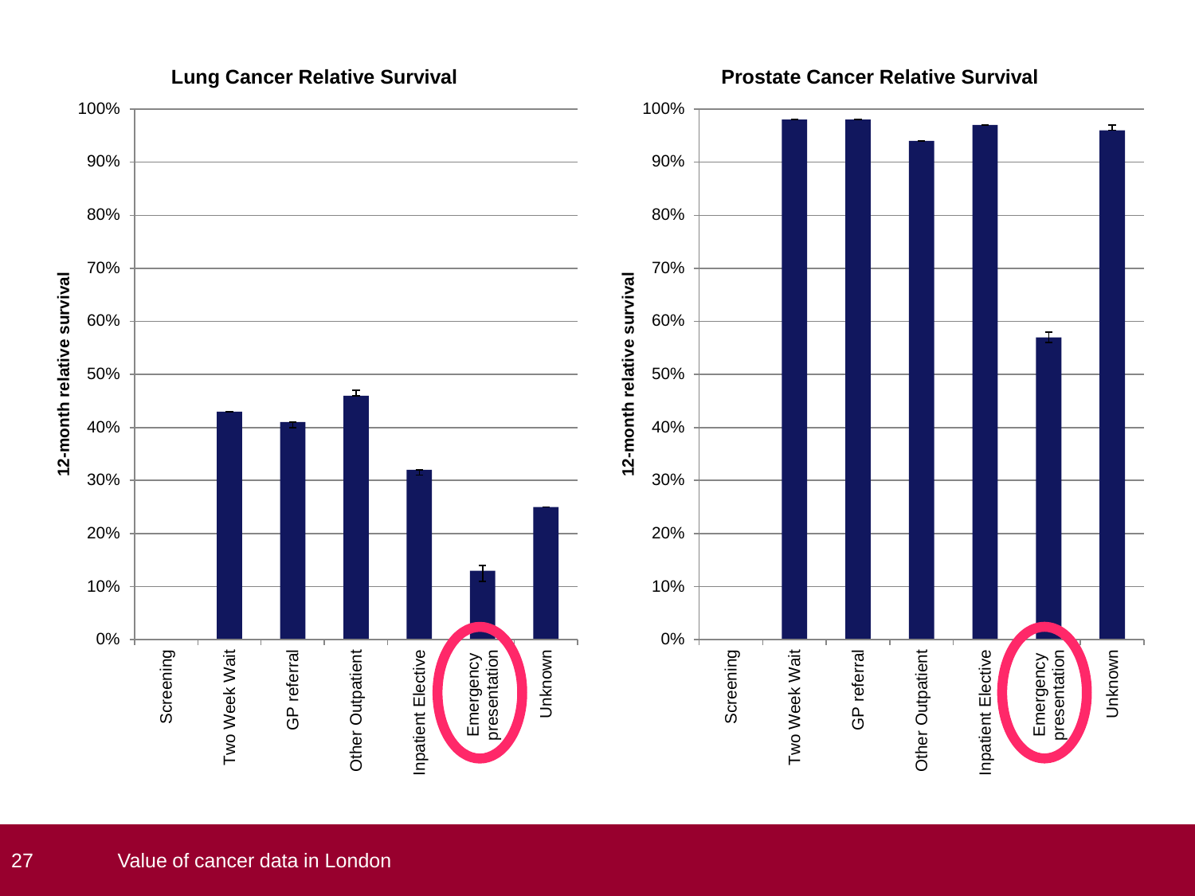**Lung Cancer Relative Survival**

**Prostate Cancer Relative Survival**

| Route | Lung Cancer 12-month relative survival | Prostate Cancer 12-month relative survival |
| --- | --- | --- |
| Screening | | |
| Two Week Wait | 43% | 98% |
| GP referral | 41% | 98% |
| Other Outpatient | 46% | 94% |
| Inpatient Elective | 32% | 97% |
| Emergency presentation | 13% | 57% |
| Unknown | 25% | 96% |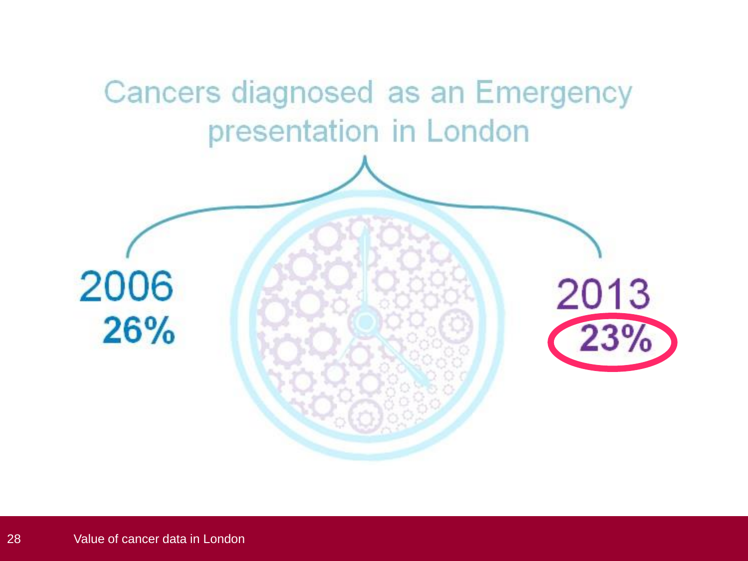# Cancers diagnosed as an Emergency presentation in London

2006
**26%**

2013
**23%**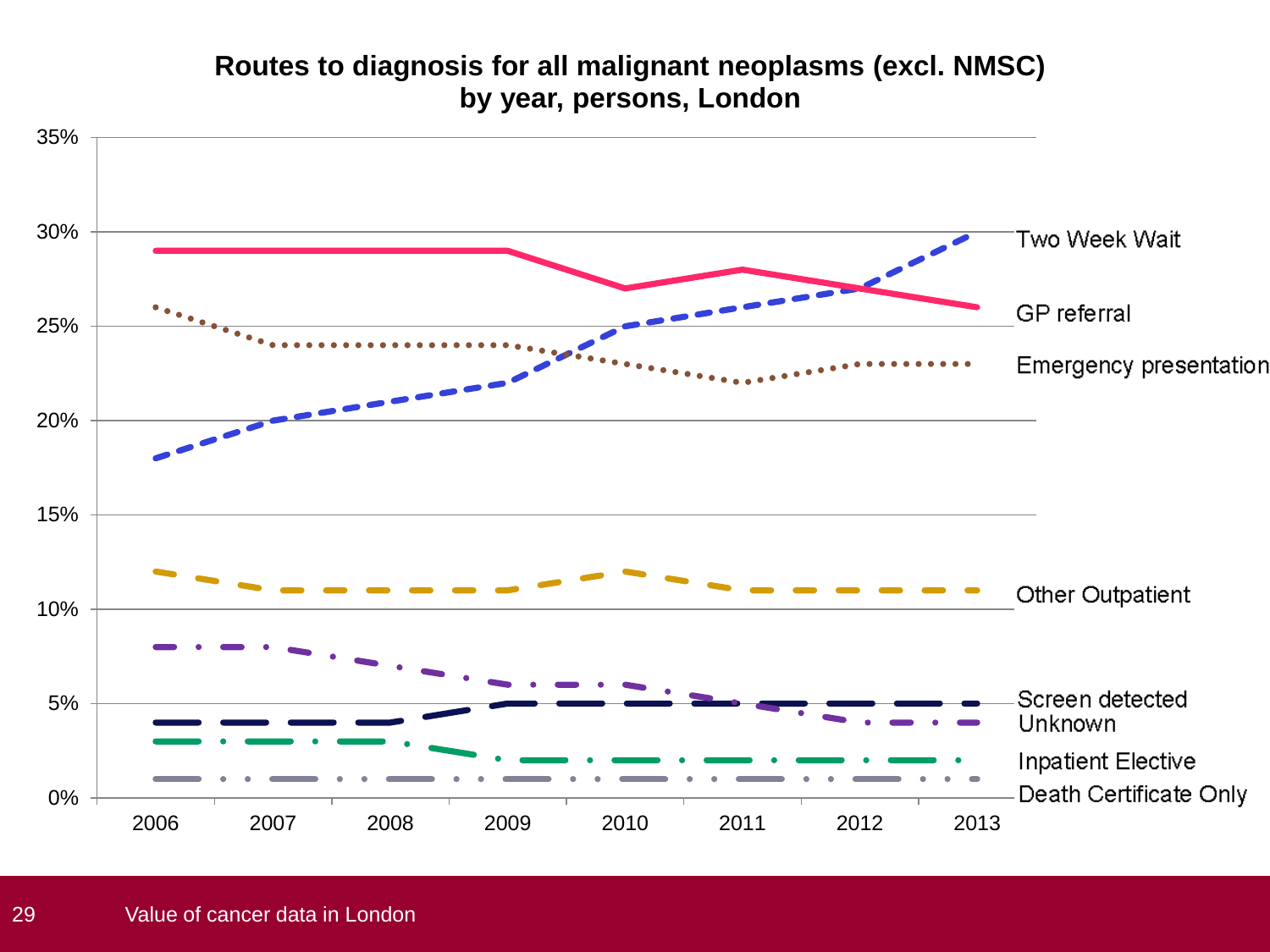## Routes to diagnosis for all malignant neoplasms (excl. NMSC) by year, persons, London

35%
30%
25%
20%
15%
10%
5%
0%

2006 2007 2008 2009 2010 2011 2012 2013

Two Week Wait
GP referral
Emergency presentation
Other Outpatient
Screen detected
Unknown
Inpatient Elective
Death Certificate Only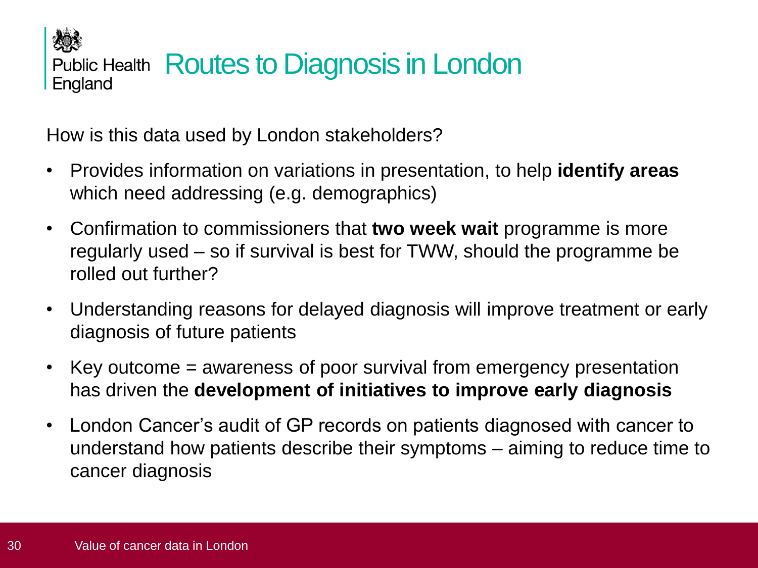Public Health England

# Routes to Diagnosis in London

How is this data used by London stakeholders?

- Provides information on variations in presentation, to help **identify areas** which need addressing (e.g. demographics)
- Confirmation to commissioners that **two week wait** programme is more regularly used – so if survival is best for TWW, should the programme be rolled out further?
- Understanding reasons for delayed diagnosis will improve treatment or early diagnosis of future patients
- Key outcome = awareness of poor survival from emergency presentation has driven the **development of initiatives to improve early diagnosis**
- London Cancer's audit of GP records on patients diagnosed with cancer to understand how patients describe their symptoms – aiming to reduce time to cancer diagnosis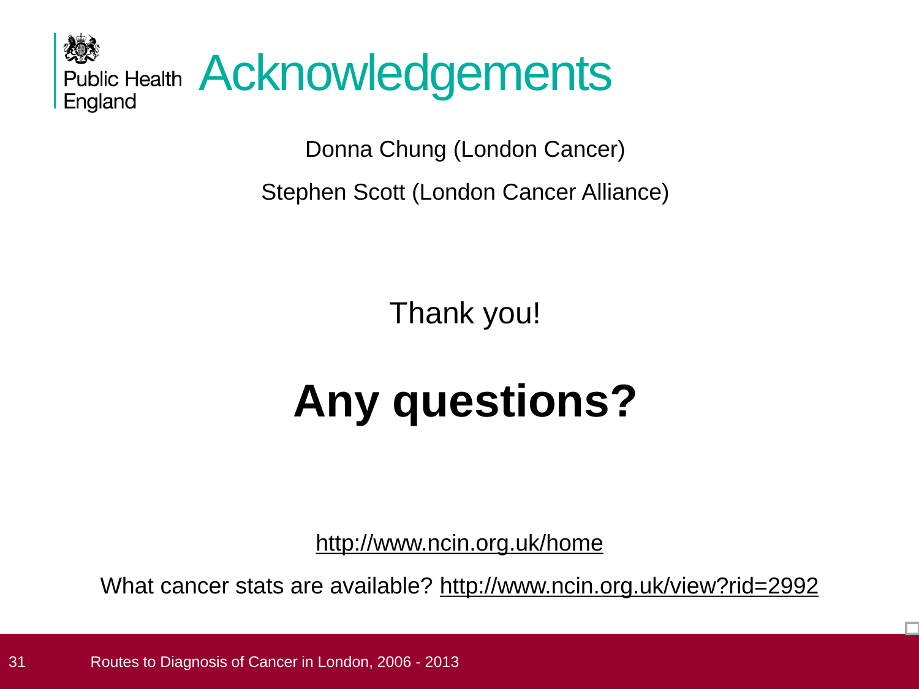# Acknowledgements

Donna Chung (London Cancer)

Stephen Scott (London Cancer Alliance)

Thank you!

**Any questions?**

http://www.ncin.org.uk/home

What cancer stats are available? http://www.ncin.org.uk/view?rid=2992